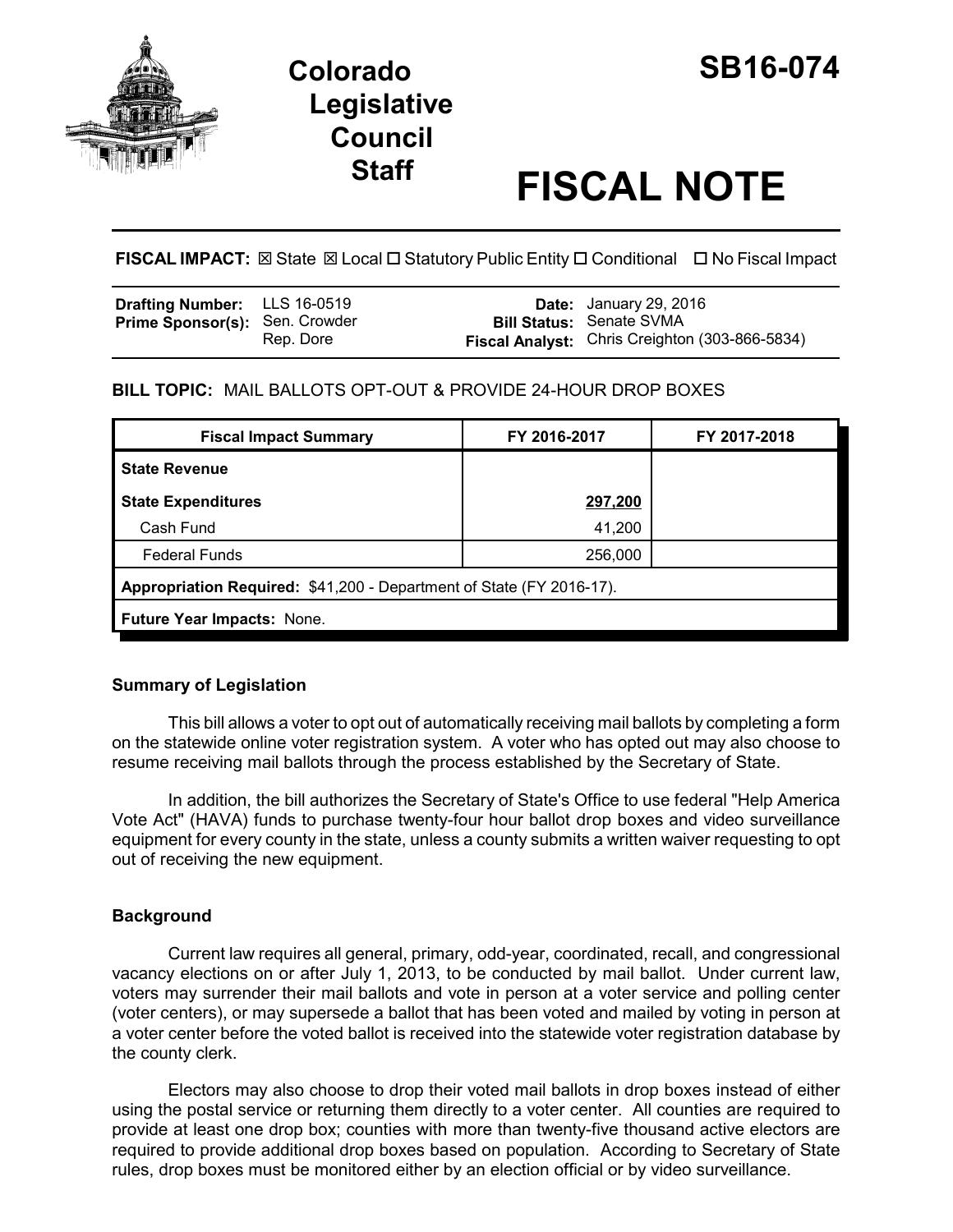# Colorado Legislative Council Staff

# SB16-074

# FISCAL NOTE

**FISCAL IMPACT:** ☒ State ☒ Local ☐ Statutory Public Entity ☐ Conditional ☐ No Fiscal Impact

| | | | |
|---|---|---|---|
| **Drafting Number:** | LLS 16-0519 | **Date:** | January 29, 2016 |
| **Prime Sponsor(s):** | Sen. Crowder<br>Rep. Dore | **Bill Status:** | Senate SVMA |
| | | **Fiscal Analyst:** | Chris Creighton (303-866-5834) |

**BILL TOPIC:** MAIL BALLOTS OPT-OUT & PROVIDE 24-HOUR DROP BOXES

| Fiscal Impact Summary | FY 2016-2017 | FY 2017-2018 |
|---|---|---|
| **State Revenue** | | |
| **State Expenditures** | **297,200** | |
| Cash Fund | 41,200 | |
| Federal Funds | 256,000 | |
| **Appropriation Required:** $41,200 - Department of State (FY 2016-17). | | |
| **Future Year Impacts:** None. | | |

## Summary of Legislation

This bill allows a voter to opt out of automatically receiving mail ballots by completing a form on the statewide online voter registration system. A voter who has opted out may also choose to resume receiving mail ballots through the process established by the Secretary of State.

In addition, the bill authorizes the Secretary of State's Office to use federal "Help America Vote Act" (HAVA) funds to purchase twenty-four hour ballot drop boxes and video surveillance equipment for every county in the state, unless a county submits a written waiver requesting to opt out of receiving the new equipment.

## Background

Current law requires all general, primary, odd-year, coordinated, recall, and congressional vacancy elections on or after July 1, 2013, to be conducted by mail ballot. Under current law, voters may surrender their mail ballots and vote in person at a voter service and polling center (voter centers), or may supersede a ballot that has been voted and mailed by voting in person at a voter center before the voted ballot is received into the statewide voter registration database by the county clerk.

Electors may also choose to drop their voted mail ballots in drop boxes instead of either using the postal service or returning them directly to a voter center. All counties are required to provide at least one drop box; counties with more than twenty-five thousand active electors are required to provide additional drop boxes based on population. According to Secretary of State rules, drop boxes must be monitored either by an election official or by video surveillance.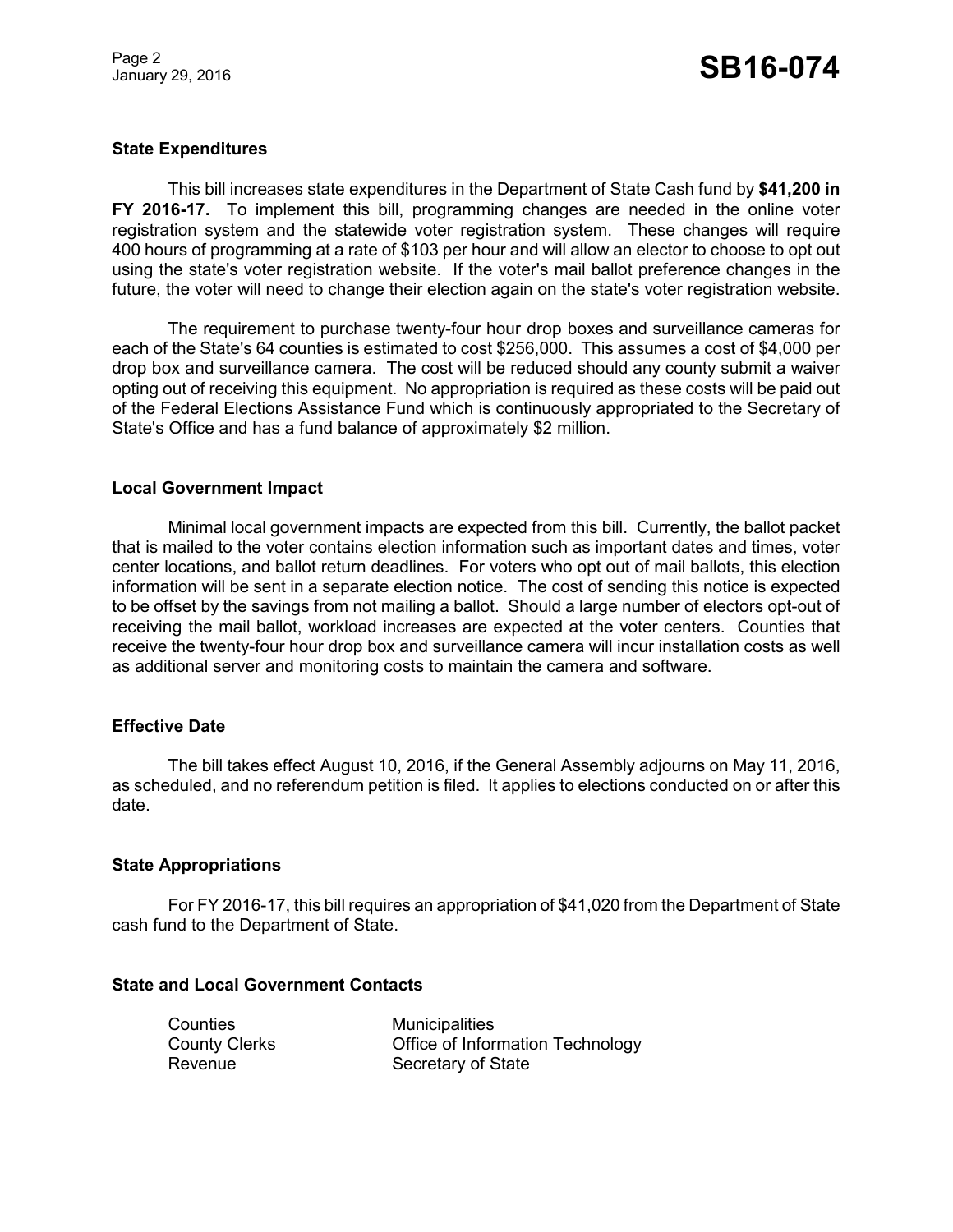### State Expenditures

This bill increases state expenditures in the Department of State Cash fund by **$41,200 in FY 2016-17.** To implement this bill, programming changes are needed in the online voter registration system and the statewide voter registration system. These changes will require 400 hours of programming at a rate of $103 per hour and will allow an elector to choose to opt out using the state's voter registration website. If the voter's mail ballot preference changes in the future, the voter will need to change their election again on the state's voter registration website.

The requirement to purchase twenty-four hour drop boxes and surveillance cameras for each of the State's 64 counties is estimated to cost $256,000. This assumes a cost of $4,000 per drop box and surveillance camera. The cost will be reduced should any county submit a waiver opting out of receiving this equipment. No appropriation is required as these costs will be paid out of the Federal Elections Assistance Fund which is continuously appropriated to the Secretary of State's Office and has a fund balance of approximately $2 million.

### Local Government Impact

Minimal local government impacts are expected from this bill. Currently, the ballot packet that is mailed to the voter contains election information such as important dates and times, voter center locations, and ballot return deadlines. For voters who opt out of mail ballots, this election information will be sent in a separate election notice. The cost of sending this notice is expected to be offset by the savings from not mailing a ballot. Should a large number of electors opt-out of receiving the mail ballot, workload increases are expected at the voter centers. Counties that receive the twenty-four hour drop box and surveillance camera will incur installation costs as well as additional server and monitoring costs to maintain the camera and software.

### Effective Date

The bill takes effect August 10, 2016, if the General Assembly adjourns on May 11, 2016, as scheduled, and no referendum petition is filed. It applies to elections conducted on or after this date.

### State Appropriations

For FY 2016-17, this bill requires an appropriation of $41,020 from the Department of State cash fund to the Department of State.

### State and Local Government Contacts

| | |
|---|---|
| Counties | Municipalities |
| County Clerks | Office of Information Technology |
| Revenue | Secretary of State |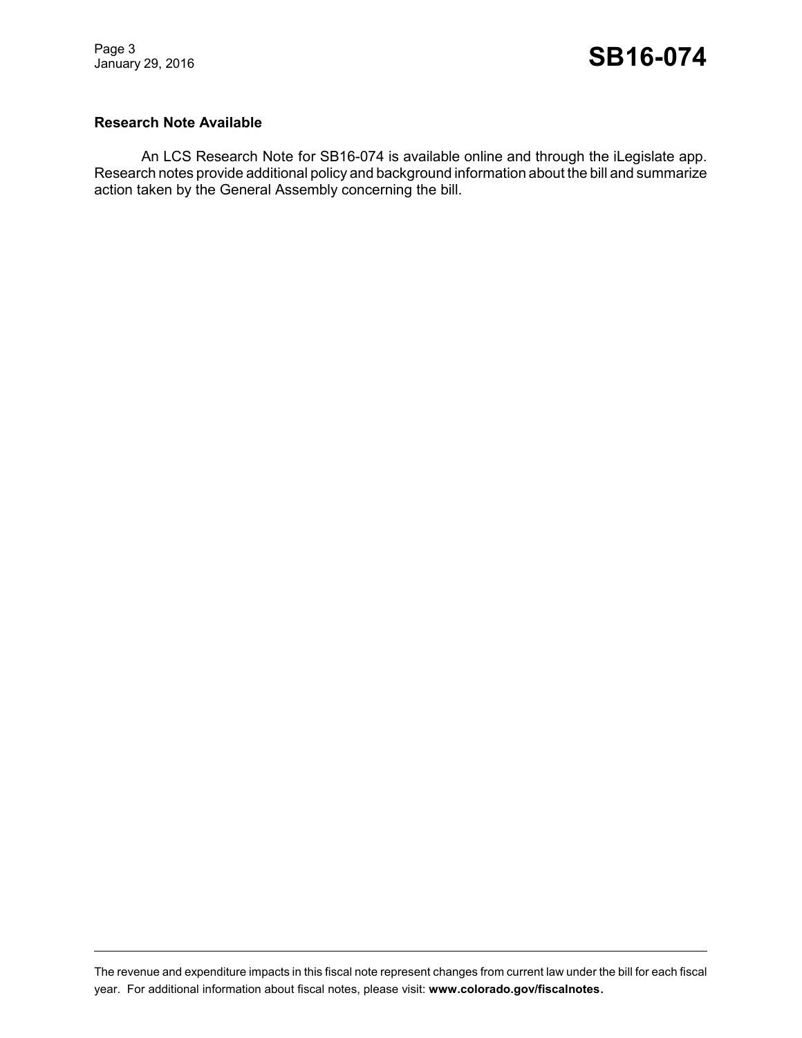### Research Note Available

An LCS Research Note for SB16-074 is available online and through the iLegislate app. Research notes provide additional policy and background information about the bill and summarize action taken by the General Assembly concerning the bill.

The revenue and expenditure impacts in this fiscal note represent changes from current law under the bill for each fiscal year. For additional information about fiscal notes, please visit: **www.colorado.gov/fiscalnotes.**